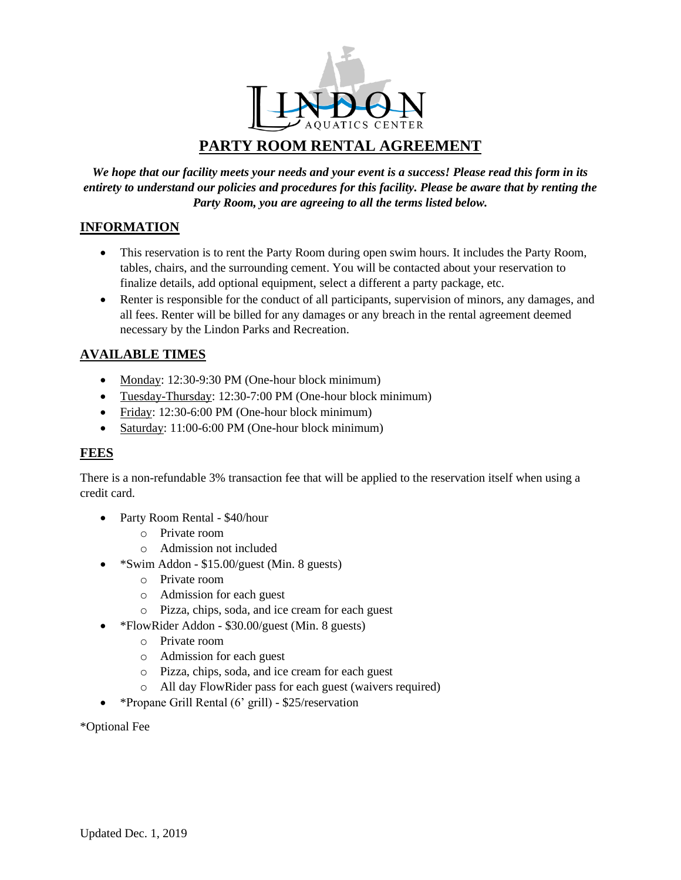LINDON AQUATICS CENTER

# PARTY ROOM RENTAL AGREEMENT

***We hope that our facility meets your needs and your event is a success! Please read this form in its entirety to understand our policies and procedures for this facility. Please be aware that by renting the Party Room, you are agreeing to all the terms listed below.***

## INFORMATION

- This reservation is to rent the Party Room during open swim hours. It includes the Party Room, tables, chairs, and the surrounding cement. You will be contacted about your reservation to finalize details, add optional equipment, select a different a party package, etc.
- Renter is responsible for the conduct of all participants, supervision of minors, any damages, and all fees. Renter will be billed for any damages or any breach in the rental agreement deemed necessary by the Lindon Parks and Recreation.

## AVAILABLE TIMES

- Monday: 12:30-9:30 PM (One-hour block minimum)
- Tuesday-Thursday: 12:30-7:00 PM (One-hour block minimum)
- Friday: 12:30-6:00 PM (One-hour block minimum)
- Saturday: 11:00-6:00 PM (One-hour block minimum)

## FEES

There is a non-refundable 3% transaction fee that will be applied to the reservation itself when using a credit card.

- Party Room Rental - $40/hour
  - Private room
  - Admission not included
- *Swim Addon - $15.00/guest (Min. 8 guests)
  - Private room
  - Admission for each guest
  - Pizza, chips, soda, and ice cream for each guest
- *FlowRider Addon - $30.00/guest (Min. 8 guests)
  - Private room
  - Admission for each guest
  - Pizza, chips, soda, and ice cream for each guest
  - All day FlowRider pass for each guest (waivers required)
- *Propane Grill Rental (6' grill) - $25/reservation

*Optional Fee

Updated Dec. 1, 2019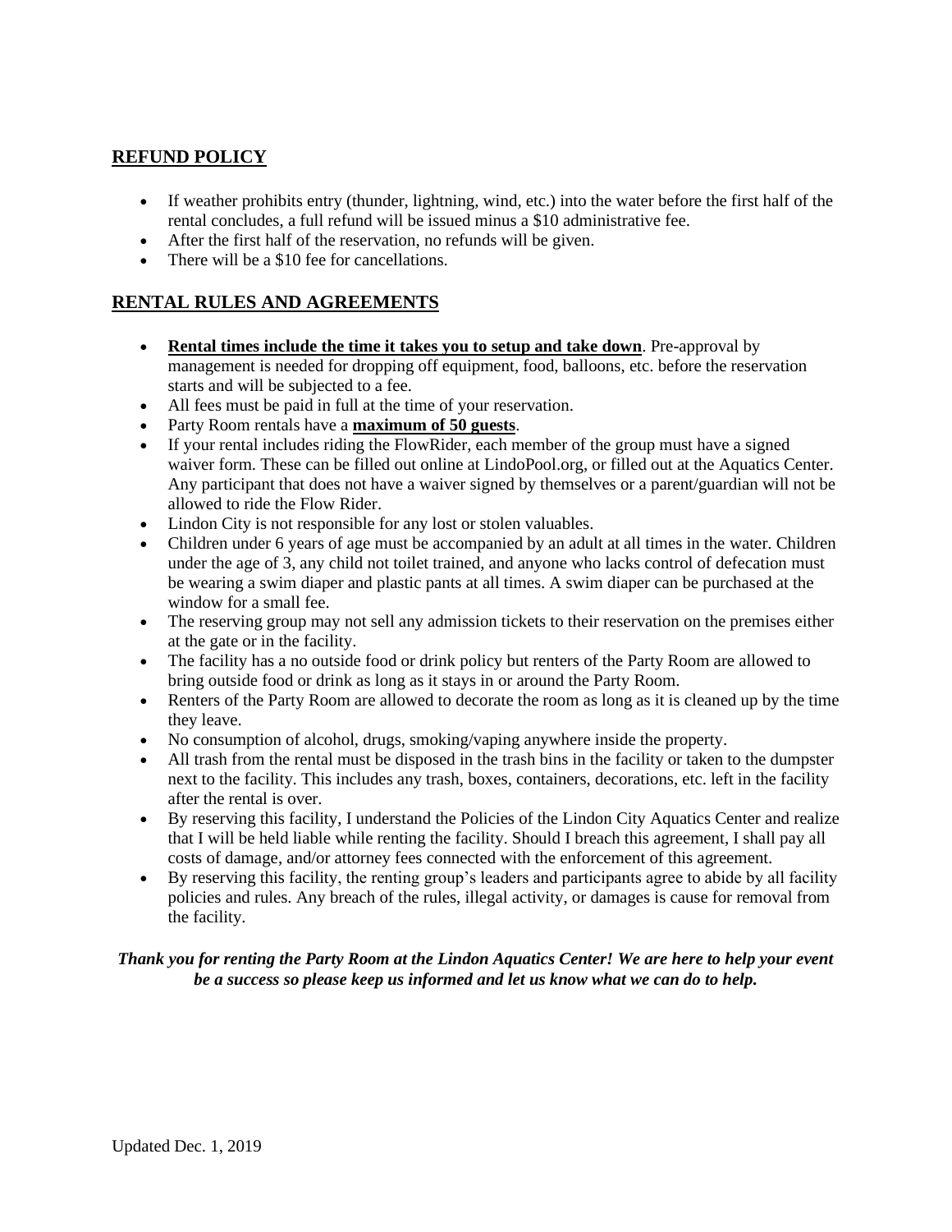## REFUND POLICY

- If weather prohibits entry (thunder, lightning, wind, etc.) into the water before the first half of the rental concludes, a full refund will be issued minus a $10 administrative fee.
- After the first half of the reservation, no refunds will be given.
- There will be a $10 fee for cancellations.

## RENTAL RULES AND AGREEMENTS

- **Rental times include the time it takes you to setup and take down**. Pre-approval by management is needed for dropping off equipment, food, balloons, etc. before the reservation starts and will be subjected to a fee.
- All fees must be paid in full at the time of your reservation.
- Party Room rentals have a **maximum of 50 guests**.
- If your rental includes riding the FlowRider, each member of the group must have a signed waiver form. These can be filled out online at LindoPool.org, or filled out at the Aquatics Center. Any participant that does not have a waiver signed by themselves or a parent/guardian will not be allowed to ride the Flow Rider.
- Lindon City is not responsible for any lost or stolen valuables.
- Children under 6 years of age must be accompanied by an adult at all times in the water. Children under the age of 3, any child not toilet trained, and anyone who lacks control of defecation must be wearing a swim diaper and plastic pants at all times. A swim diaper can be purchased at the window for a small fee.
- The reserving group may not sell any admission tickets to their reservation on the premises either at the gate or in the facility.
- The facility has a no outside food or drink policy but renters of the Party Room are allowed to bring outside food or drink as long as it stays in or around the Party Room.
- Renters of the Party Room are allowed to decorate the room as long as it is cleaned up by the time they leave.
- No consumption of alcohol, drugs, smoking/vaping anywhere inside the property.
- All trash from the rental must be disposed in the trash bins in the facility or taken to the dumpster next to the facility. This includes any trash, boxes, containers, decorations, etc. left in the facility after the rental is over.
- By reserving this facility, I understand the Policies of the Lindon City Aquatics Center and realize that I will be held liable while renting the facility. Should I breach this agreement, I shall pay all costs of damage, and/or attorney fees connected with the enforcement of this agreement.
- By reserving this facility, the renting group's leaders and participants agree to abide by all facility policies and rules. Any breach of the rules, illegal activity, or damages is cause for removal from the facility.

***Thank you for renting the Party Room at the Lindon Aquatics Center! We are here to help your event be a success so please keep us informed and let us know what we can do to help.***

Updated Dec. 1, 2019